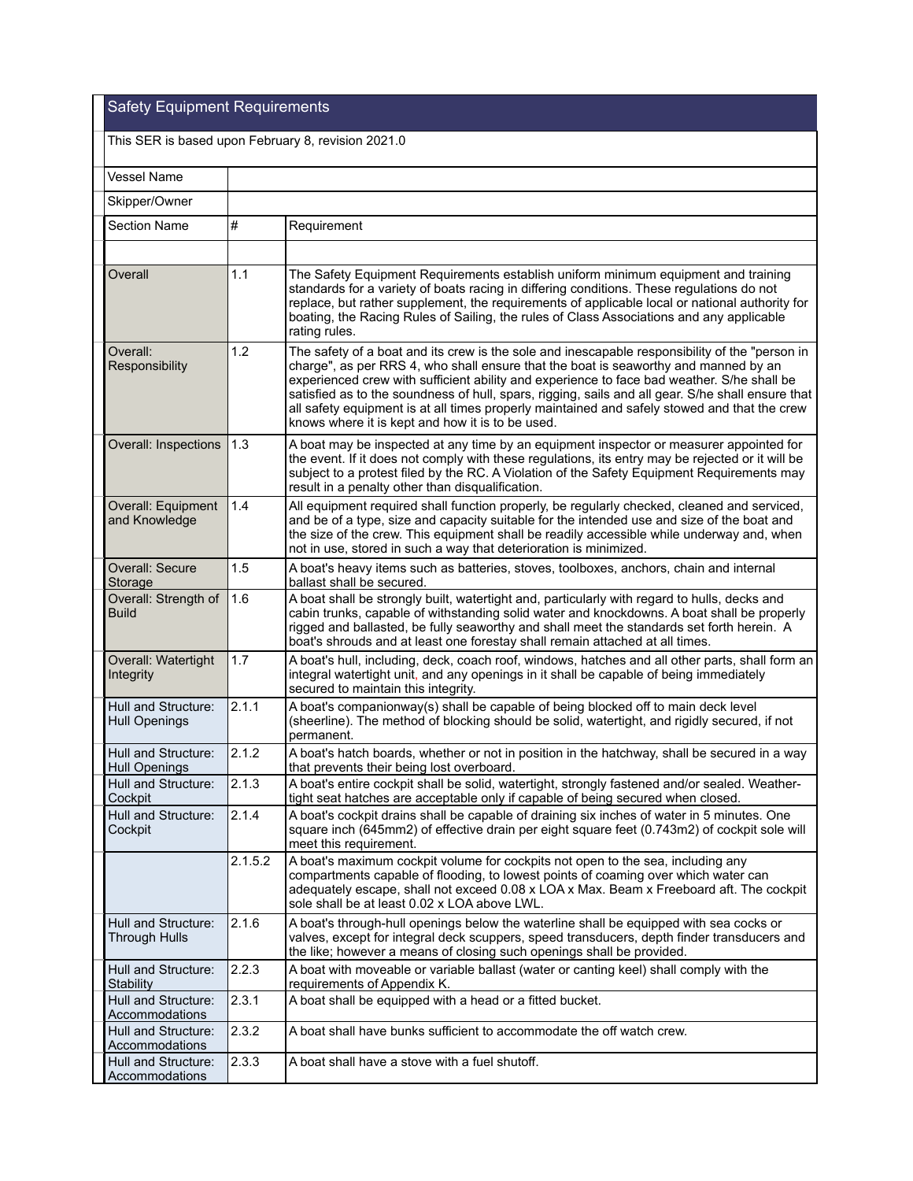## Safety Equipment Requirements

This SER is based upon February 8, revision 2021.0

| Vessel Name | | |
|---|---|---|
| Skipper/Owner | | |

| Section Name | # | Requirement |
|---|---|---|
| | | |
| Overall | 1.1 | The Safety Equipment Requirements establish uniform minimum equipment and training standards for a variety of boats racing in differing conditions. These regulations do not replace, but rather supplement, the requirements of applicable local or national authority for boating, the Racing Rules of Sailing, the rules of Class Associations and any applicable rating rules. |
| Overall: Responsibility | 1.2 | The safety of a boat and its crew is the sole and inescapable responsibility of the "person in charge", as per RRS 4, who shall ensure that the boat is seaworthy and manned by an experienced crew with sufficient ability and experience to face bad weather. S/he shall be satisfied as to the soundness of hull, spars, rigging, sails and all gear. S/he shall ensure that all safety equipment is at all times properly maintained and safely stowed and that the crew knows where it is kept and how it is to be used. |
| Overall: Inspections | 1.3 | A boat may be inspected at any time by an equipment inspector or measurer appointed for the event. If it does not comply with these regulations, its entry may be rejected or it will be subject to a protest filed by the RC. A Violation of the Safety Equipment Requirements may result in a penalty other than disqualification. |
| Overall: Equipment and Knowledge | 1.4 | All equipment required shall function properly, be regularly checked, cleaned and serviced, and be of a type, size and capacity suitable for the intended use and size of the boat and the size of the crew. This equipment shall be readily accessible while underway and, when not in use, stored in such a way that deterioration is minimized. |
| Overall: Secure Storage | 1.5 | A boat's heavy items such as batteries, stoves, toolboxes, anchors, chain and internal ballast shall be secured. |
| Overall: Strength of Build | 1.6 | A boat shall be strongly built, watertight and, particularly with regard to hulls, decks and cabin trunks, capable of withstanding solid water and knockdowns. A boat shall be properly rigged and ballasted, be fully seaworthy and shall meet the standards set forth herein. A boat's shrouds and at least one forestay shall remain attached at all times. |
| Overall: Watertight Integrity | 1.7 | A boat's hull, including, deck, coach roof, windows, hatches and all other parts, shall form an integral watertight unit, and any openings in it shall be capable of being immediately secured to maintain this integrity. |
| Hull and Structure: Hull Openings | 2.1.1 | A boat's companionway(s) shall be capable of being blocked off to main deck level (sheerline). The method of blocking should be solid, watertight, and rigidly secured, if not permanent. |
| Hull and Structure: Hull Openings | 2.1.2 | A boat's hatch boards, whether or not in position in the hatchway, shall be secured in a way that prevents their being lost overboard. |
| Hull and Structure: Cockpit | 2.1.3 | A boat's entire cockpit shall be solid, watertight, strongly fastened and/or sealed. Weather-tight seat hatches are acceptable only if capable of being secured when closed. |
| Hull and Structure: Cockpit | 2.1.4 | A boat's cockpit drains shall be capable of draining six inches of water in 5 minutes. One square inch (645mm2) of effective drain per eight square feet (0.743m2) of cockpit sole will meet this requirement. |
| | 2.1.5.2 | A boat's maximum cockpit volume for cockpits not open to the sea, including any compartments capable of flooding, to lowest points of coaming over which water can adequately escape, shall not exceed 0.08 x LOA x Max. Beam x Freeboard aft. The cockpit sole shall be at least 0.02 x LOA above LWL. |
| Hull and Structure: Through Hulls | 2.1.6 | A boat's through-hull openings below the waterline shall be equipped with sea cocks or valves, except for integral deck scuppers, speed transducers, depth finder transducers and the like; however a means of closing such openings shall be provided. |
| Hull and Structure: Stability | 2.2.3 | A boat with moveable or variable ballast (water or canting keel) shall comply with the requirements of Appendix K. |
| Hull and Structure: Accommodations | 2.3.1 | A boat shall be equipped with a head or a fitted bucket. |
| Hull and Structure: Accommodations | 2.3.2 | A boat shall have bunks sufficient to accommodate the off watch crew. |
| Hull and Structure: Accommodations | 2.3.3 | A boat shall have a stove with a fuel shutoff. |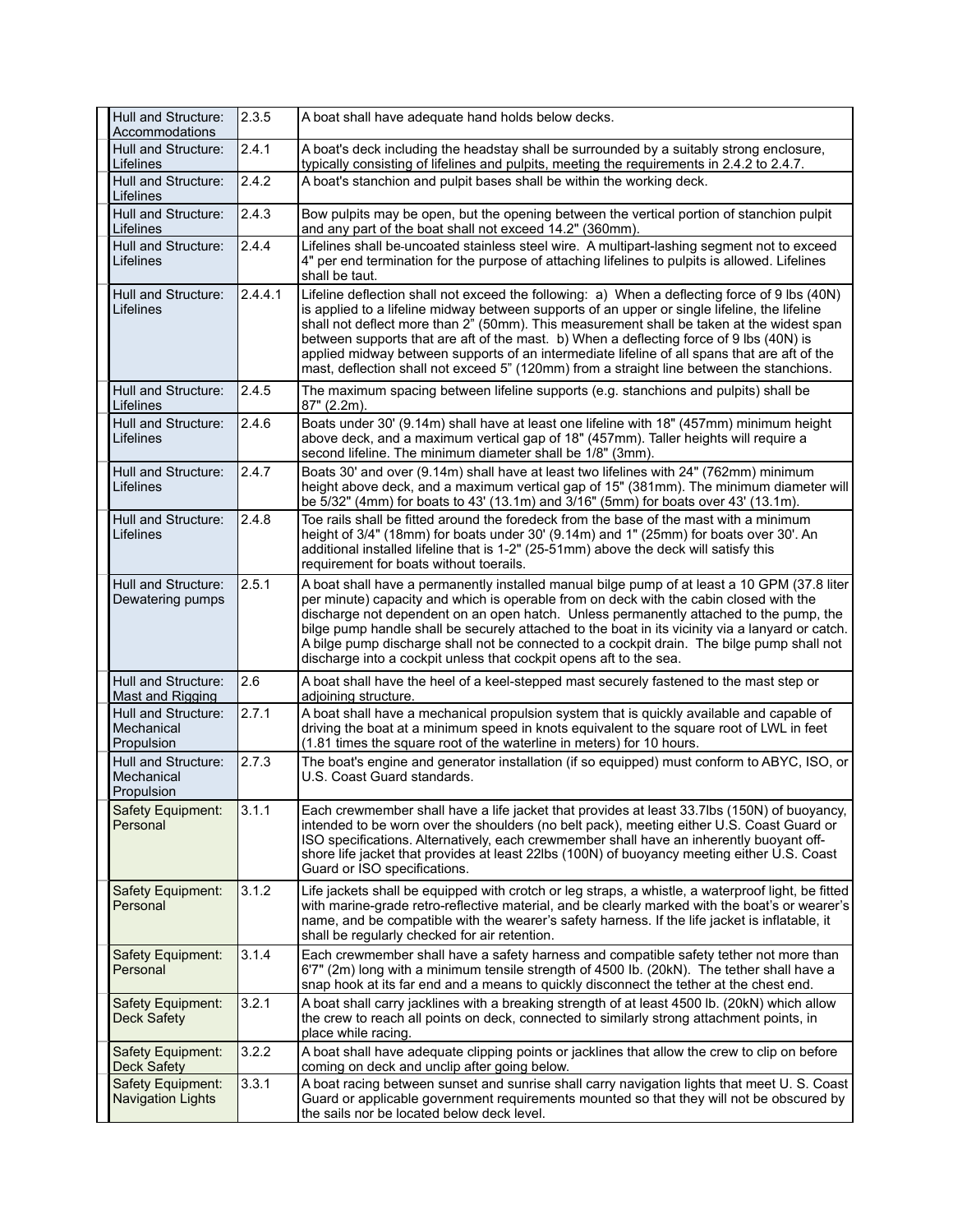| | | |
|---|---|---|
| Hull and Structure: Accommodations | 2.3.5 | A boat shall have adequate hand holds below decks. |
| Hull and Structure: Lifelines | 2.4.1 | A boat's deck including the headstay shall be surrounded by a suitably strong enclosure, typically consisting of lifelines and pulpits, meeting the requirements in 2.4.2 to 2.4.7. |
| Hull and Structure: Lifelines | 2.4.2 | A boat's stanchion and pulpit bases shall be within the working deck. |
| Hull and Structure: Lifelines | 2.4.3 | Bow pulpits may be open, but the opening between the vertical portion of stanchion pulpit and any part of the boat shall not exceed 14.2" (360mm). |
| Hull and Structure: Lifelines | 2.4.4 | Lifelines shall be-uncoated stainless steel wire. A multipart-lashing segment not to exceed 4" per end termination for the purpose of attaching lifelines to pulpits is allowed. Lifelines shall be taut. |
| Hull and Structure: Lifelines | 2.4.4.1 | Lifeline deflection shall not exceed the following: a) When a deflecting force of 9 lbs (40N) is applied to a lifeline midway between supports of an upper or single lifeline, the lifeline shall not deflect more than 2" (50mm). This measurement shall be taken at the widest span between supports that are aft of the mast. b) When a deflecting force of 9 lbs (40N) is applied midway between supports of an intermediate lifeline of all spans that are aft of the mast, deflection shall not exceed 5" (120mm) from a straight line between the stanchions. |
| Hull and Structure: Lifelines | 2.4.5 | The maximum spacing between lifeline supports (e.g. stanchions and pulpits) shall be 87" (2.2m). |
| Hull and Structure: Lifelines | 2.4.6 | Boats under 30' (9.14m) shall have at least one lifeline with 18" (457mm) minimum height above deck, and a maximum vertical gap of 18" (457mm). Taller heights will require a second lifeline. The minimum diameter shall be 1/8" (3mm). |
| Hull and Structure: Lifelines | 2.4.7 | Boats 30' and over (9.14m) shall have at least two lifelines with 24" (762mm) minimum height above deck, and a maximum vertical gap of 15" (381mm). The minimum diameter will be 5/32" (4mm) for boats to 43' (13.1m) and 3/16" (5mm) for boats over 43' (13.1m). |
| Hull and Structure: Lifelines | 2.4.8 | Toe rails shall be fitted around the foredeck from the base of the mast with a minimum height of 3/4" (18mm) for boats under 30' (9.14m) and 1" (25mm) for boats over 30'. An additional installed lifeline that is 1-2" (25-51mm) above the deck will satisfy this requirement for boats without toerails. |
| Hull and Structure: Dewatering pumps | 2.5.1 | A boat shall have a permanently installed manual bilge pump of at least a 10 GPM (37.8 liter per minute) capacity and which is operable from on deck with the cabin closed with the discharge not dependent on an open hatch. Unless permanently attached to the pump, the bilge pump handle shall be securely attached to the boat in its vicinity via a lanyard or catch. A bilge pump discharge shall not be connected to a cockpit drain. The bilge pump shall not discharge into a cockpit unless that cockpit opens aft to the sea. |
| Hull and Structure: Mast and Rigging | 2.6 | A boat shall have the heel of a keel-stepped mast securely fastened to the mast step or adjoining structure. |
| Hull and Structure: Mechanical Propulsion | 2.7.1 | A boat shall have a mechanical propulsion system that is quickly available and capable of driving the boat at a minimum speed in knots equivalent to the square root of LWL in feet (1.81 times the square root of the waterline in meters) for 10 hours. |
| Hull and Structure: Mechanical Propulsion | 2.7.3 | The boat's engine and generator installation (if so equipped) must conform to ABYC, ISO, or U.S. Coast Guard standards. |
| Safety Equipment: Personal | 3.1.1 | Each crewmember shall have a life jacket that provides at least 33.7lbs (150N) of buoyancy, intended to be worn over the shoulders (no belt pack), meeting either U.S. Coast Guard or ISO specifications. Alternatively, each crewmember shall have an inherently buoyant off-shore life jacket that provides at least 22lbs (100N) of buoyancy meeting either U.S. Coast Guard or ISO specifications. |
| Safety Equipment: Personal | 3.1.2 | Life jackets shall be equipped with crotch or leg straps, a whistle, a waterproof light, be fitted with marine-grade retro-reflective material, and be clearly marked with the boat's or wearer's name, and be compatible with the wearer's safety harness. If the life jacket is inflatable, it shall be regularly checked for air retention. |
| Safety Equipment: Personal | 3.1.4 | Each crewmember shall have a safety harness and compatible safety tether not more than 6'7" (2m) long with a minimum tensile strength of 4500 lb. (20kN). The tether shall have a snap hook at its far end and a means to quickly disconnect the tether at the chest end. |
| Safety Equipment: Deck Safety | 3.2.1 | A boat shall carry jacklines with a breaking strength of at least 4500 lb. (20kN) which allow the crew to reach all points on deck, connected to similarly strong attachment points, in place while racing. |
| Safety Equipment: Deck Safety | 3.2.2 | A boat shall have adequate clipping points or jacklines that allow the crew to clip on before coming on deck and unclip after going below. |
| Safety Equipment: Navigation Lights | 3.3.1 | A boat racing between sunset and sunrise shall carry navigation lights that meet U. S. Coast Guard or applicable government requirements mounted so that they will not be obscured by the sails nor be located below deck level. |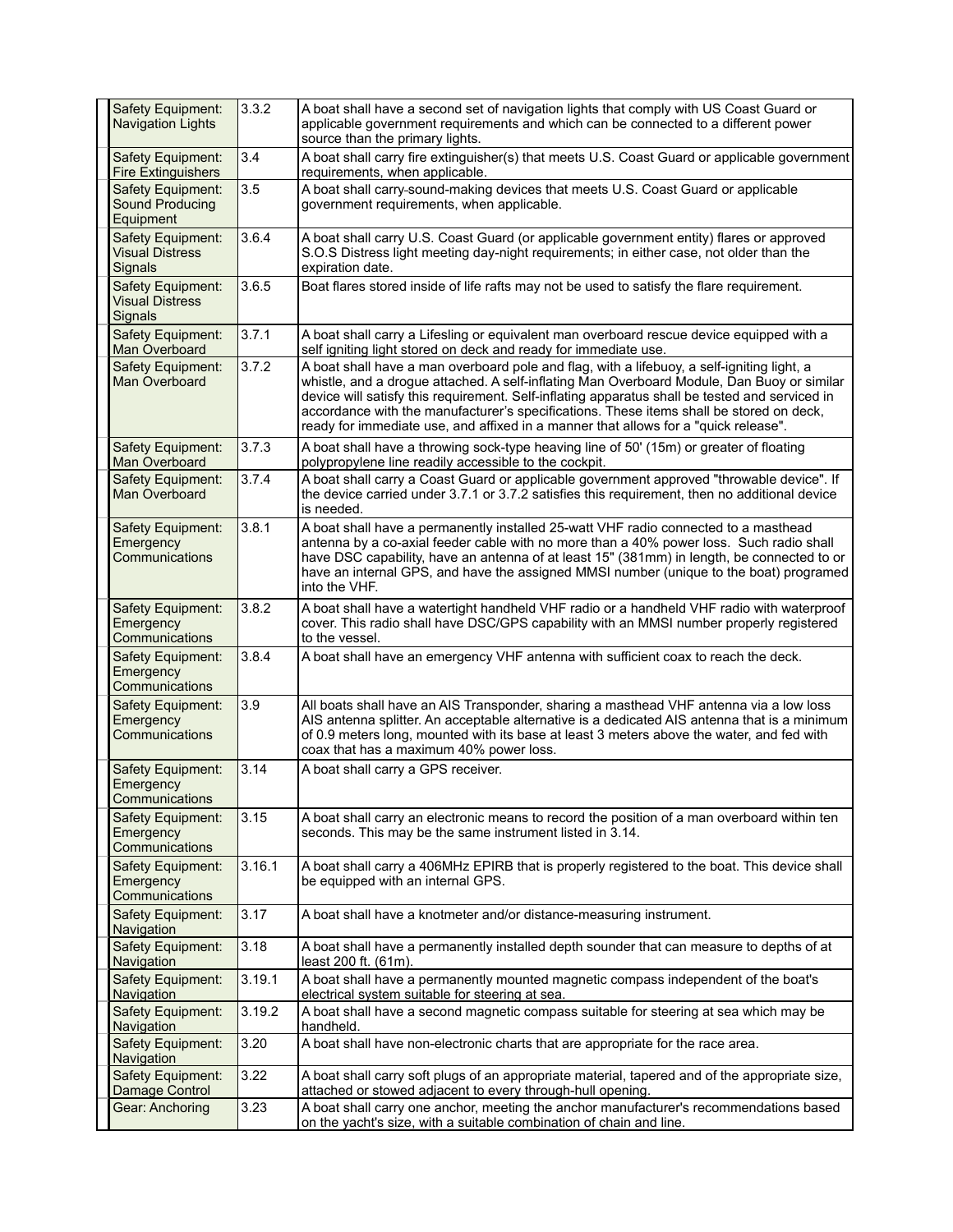| Safety Equipment: Navigation Lights | 3.3.2 | A boat shall have a second set of navigation lights that comply with US Coast Guard or applicable government requirements and which can be connected to a different power source than the primary lights. |
|---|---|---|
| Safety Equipment: Fire Extinguishers | 3.4 | A boat shall carry fire extinguisher(s) that meets U.S. Coast Guard or applicable government requirements, when applicable. |
| Safety Equipment: Sound Producing Equipment | 3.5 | A boat shall carry-sound-making devices that meets U.S. Coast Guard or applicable government requirements, when applicable. |
| Safety Equipment: Visual Distress Signals | 3.6.4 | A boat shall carry U.S. Coast Guard (or applicable government entity) flares or approved S.O.S Distress light meeting day-night requirements; in either case, not older than the expiration date. |
| Safety Equipment: Visual Distress Signals | 3.6.5 | Boat flares stored inside of life rafts may not be used to satisfy the flare requirement. |
| Safety Equipment: Man Overboard | 3.7.1 | A boat shall carry a Lifesling or equivalent man overboard rescue device equipped with a self igniting light stored on deck and ready for immediate use. |
| Safety Equipment: Man Overboard | 3.7.2 | A boat shall have a man overboard pole and flag, with a lifebuoy, a self-igniting light, a whistle, and a drogue attached. A self-inflating Man Overboard Module, Dan Buoy or similar device will satisfy this requirement. Self-inflating apparatus shall be tested and serviced in accordance with the manufacturer's specifications. These items shall be stored on deck, ready for immediate use, and affixed in a manner that allows for a "quick release". |
| Safety Equipment: Man Overboard | 3.7.3 | A boat shall have a throwing sock-type heaving line of 50' (15m) or greater of floating polypropylene line readily accessible to the cockpit. |
| Safety Equipment: Man Overboard | 3.7.4 | A boat shall carry a Coast Guard or applicable government approved "throwable device". If the device carried under 3.7.1 or 3.7.2 satisfies this requirement, then no additional device is needed. |
| Safety Equipment: Emergency Communications | 3.8.1 | A boat shall have a permanently installed 25-watt VHF radio connected to a masthead antenna by a co-axial feeder cable with no more than a 40% power loss. Such radio shall have DSC capability, have an antenna of at least 15" (381mm) in length, be connected to or have an internal GPS, and have the assigned MMSI number (unique to the boat) programed into the VHF. |
| Safety Equipment: Emergency Communications | 3.8.2 | A boat shall have a watertight handheld VHF radio or a handheld VHF radio with waterproof cover. This radio shall have DSC/GPS capability with an MMSI number properly registered to the vessel. |
| Safety Equipment: Emergency Communications | 3.8.4 | A boat shall have an emergency VHF antenna with sufficient coax to reach the deck. |
| Safety Equipment: Emergency Communications | 3.9 | All boats shall have an AIS Transponder, sharing a masthead VHF antenna via a low loss AIS antenna splitter. An acceptable alternative is a dedicated AIS antenna that is a minimum of 0.9 meters long, mounted with its base at least 3 meters above the water, and fed with coax that has a maximum 40% power loss. |
| Safety Equipment: Emergency Communications | 3.14 | A boat shall carry a GPS receiver. |
| Safety Equipment: Emergency Communications | 3.15 | A boat shall carry an electronic means to record the position of a man overboard within ten seconds. This may be the same instrument listed in 3.14. |
| Safety Equipment: Emergency Communications | 3.16.1 | A boat shall carry a 406MHz EPIRB that is properly registered to the boat. This device shall be equipped with an internal GPS. |
| Safety Equipment: Navigation | 3.17 | A boat shall have a knotmeter and/or distance-measuring instrument. |
| Safety Equipment: Navigation | 3.18 | A boat shall have a permanently installed depth sounder that can measure to depths of at least 200 ft. (61m). |
| Safety Equipment: Navigation | 3.19.1 | A boat shall have a permanently mounted magnetic compass independent of the boat's electrical system suitable for steering at sea. |
| Safety Equipment: Navigation | 3.19.2 | A boat shall have a second magnetic compass suitable for steering at sea which may be handheld. |
| Safety Equipment: Navigation | 3.20 | A boat shall have non-electronic charts that are appropriate for the race area. |
| Safety Equipment: Damage Control | 3.22 | A boat shall carry soft plugs of an appropriate material, tapered and of the appropriate size, attached or stowed adjacent to every through-hull opening. |
| Gear: Anchoring | 3.23 | A boat shall carry one anchor, meeting the anchor manufacturer's recommendations based on the yacht's size, with a suitable combination of chain and line. |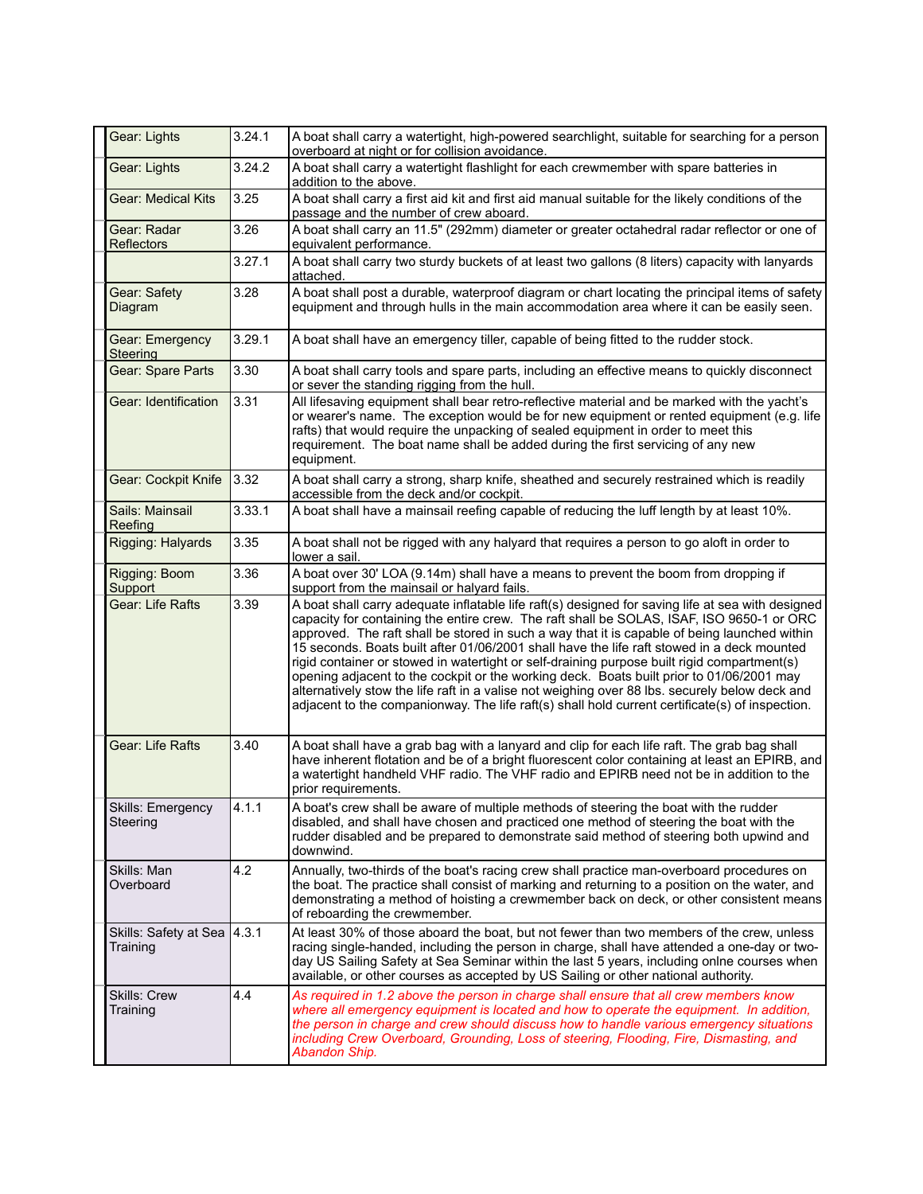| | | |
|---|---|---|
| Gear: Lights | 3.24.1 | A boat shall carry a watertight, high-powered searchlight, suitable for searching for a person overboard at night or for collision avoidance. |
| Gear: Lights | 3.24.2 | A boat shall carry a watertight flashlight for each crewmember with spare batteries in addition to the above. |
| Gear: Medical Kits | 3.25 | A boat shall carry a first aid kit and first aid manual suitable for the likely conditions of the passage and the number of crew aboard. |
| Gear: Radar Reflectors | 3.26 | A boat shall carry an 11.5" (292mm) diameter or greater octahedral radar reflector or one of equivalent performance. |
| | 3.27.1 | A boat shall carry two sturdy buckets of at least two gallons (8 liters) capacity with lanyards attached. |
| Gear: Safety Diagram | 3.28 | A boat shall post a durable, waterproof diagram or chart locating the principal items of safety equipment and through hulls in the main accommodation area where it can be easily seen. |
| Gear: Emergency Steering | 3.29.1 | A boat shall have an emergency tiller, capable of being fitted to the rudder stock. |
| Gear: Spare Parts | 3.30 | A boat shall carry tools and spare parts, including an effective means to quickly disconnect or sever the standing rigging from the hull. |
| Gear: Identification | 3.31 | All lifesaving equipment shall bear retro-reflective material and be marked with the yacht's or wearer's name. The exception would be for new equipment or rented equipment (e.g. life rafts) that would require the unpacking of sealed equipment in order to meet this requirement. The boat name shall be added during the first servicing of any new equipment. |
| Gear: Cockpit Knife | 3.32 | A boat shall carry a strong, sharp knife, sheathed and securely restrained which is readily accessible from the deck and/or cockpit. |
| Sails: Mainsail Reefing | 3.33.1 | A boat shall have a mainsail reefing capable of reducing the luff length by at least 10%. |
| Rigging: Halyards | 3.35 | A boat shall not be rigged with any halyard that requires a person to go aloft in order to lower a sail. |
| Rigging: Boom Support | 3.36 | A boat over 30' LOA (9.14m) shall have a means to prevent the boom from dropping if support from the mainsail or halyard fails. |
| Gear: Life Rafts | 3.39 | A boat shall carry adequate inflatable life raft(s) designed for saving life at sea with designed capacity for containing the entire crew. The raft shall be SOLAS, ISAF, ISO 9650-1 or ORC approved. The raft shall be stored in such a way that it is capable of being launched within 15 seconds. Boats built after 01/06/2001 shall have the life raft stowed in a deck mounted rigid container or stowed in watertight or self-draining purpose built rigid compartment(s) opening adjacent to the cockpit or the working deck. Boats built prior to 01/06/2001 may alternatively stow the life raft in a valise not weighing over 88 lbs. securely below deck and adjacent to the companionway. The life raft(s) shall hold current certificate(s) of inspection. |
| Gear: Life Rafts | 3.40 | A boat shall have a grab bag with a lanyard and clip for each life raft. The grab bag shall have inherent flotation and be of a bright fluorescent color containing at least an EPIRB, and a watertight handheld VHF radio. The VHF radio and EPIRB need not be in addition to the prior requirements. |
| Skills: Emergency Steering | 4.1.1 | A boat's crew shall be aware of multiple methods of steering the boat with the rudder disabled, and shall have chosen and practiced one method of steering the boat with the rudder disabled and be prepared to demonstrate said method of steering both upwind and downwind. |
| Skills: Man Overboard | 4.2 | Annually, two-thirds of the boat's racing crew shall practice man-overboard procedures on the boat. The practice shall consist of marking and returning to a position on the water, and demonstrating a method of hoisting a crewmember back on deck, or other consistent means of reboarding the crewmember. |
| Skills: Safety at Sea Training | 4.3.1 | At least 30% of those aboard the boat, but not fewer than two members of the crew, unless racing single-handed, including the person in charge, shall have attended a one-day or two-day US Sailing Safety at Sea Seminar within the last 5 years, including onlne courses when available, or other courses as accepted by US Sailing or other national authority. |
| Skills: Crew Training | 4.4 | *As required in 1.2 above the person in charge shall ensure that all crew members know where all emergency equipment is located and how to operate the equipment. In addition, the person in charge and crew should discuss how to handle various emergency situations including Crew Overboard, Grounding, Loss of steering, Flooding, Fire, Dismasting, and Abandon Ship.* |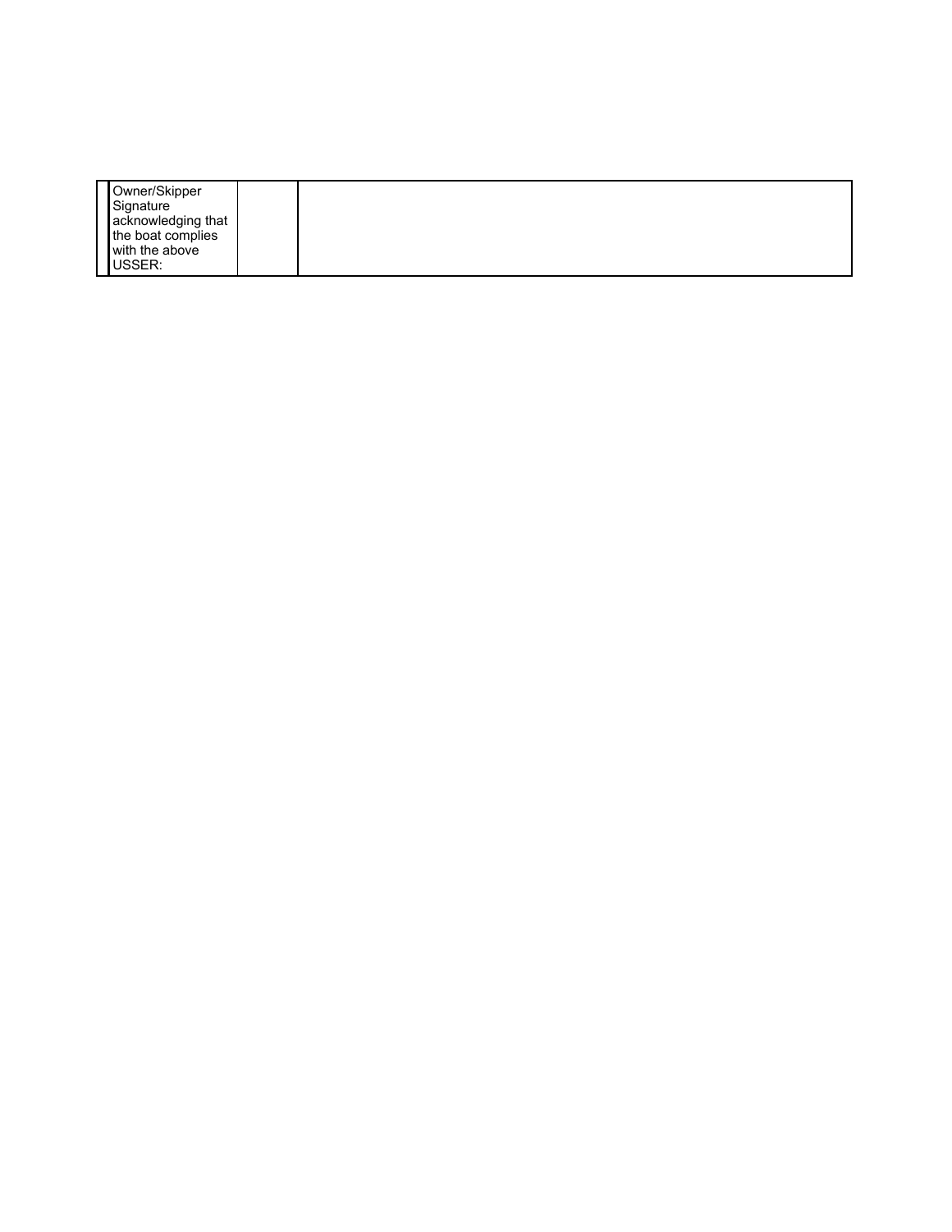| | | | |
|---|---|---|---|
| | Owner/Skipper Signature acknowledging that the boat complies with the above USSER: | | |